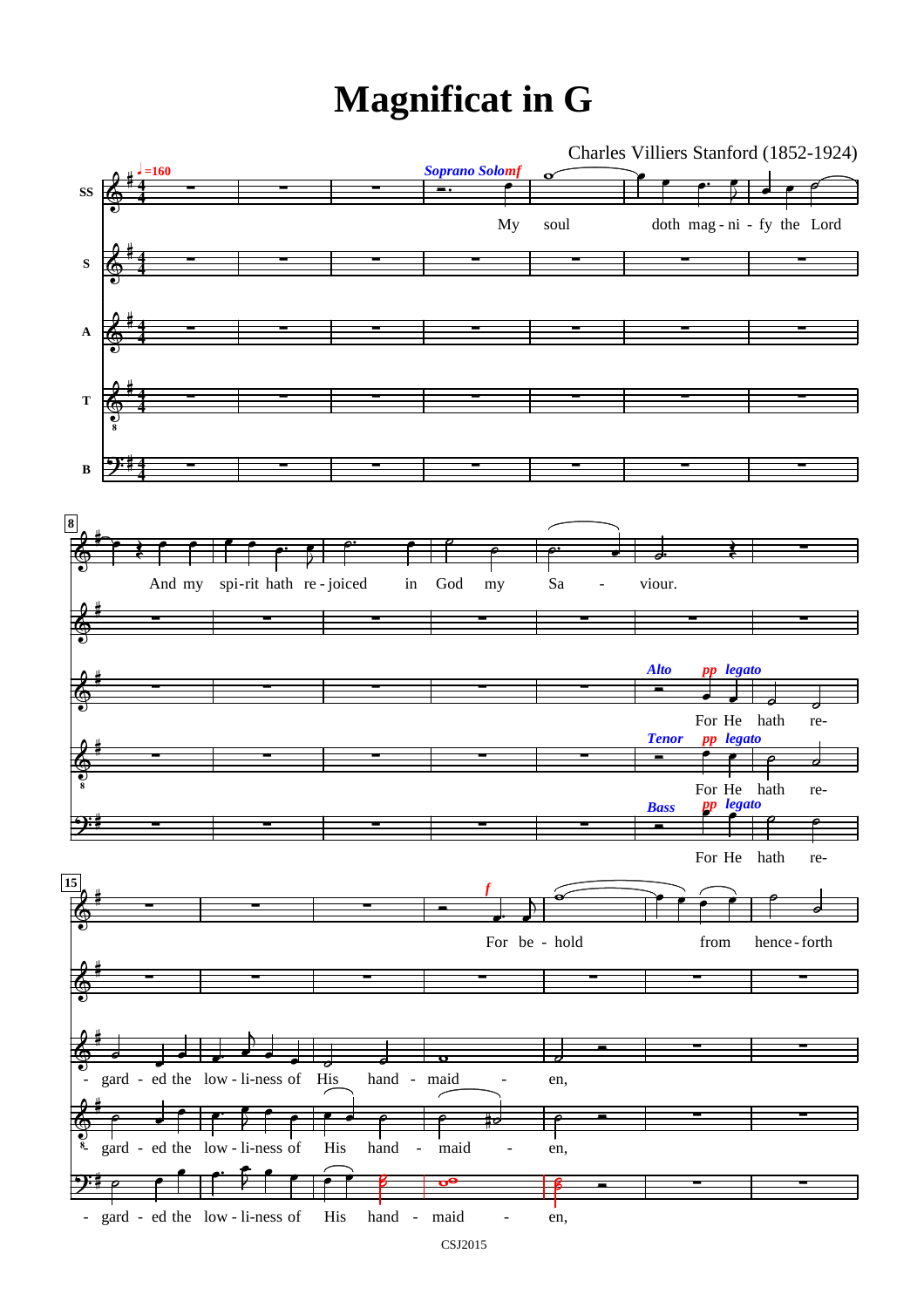# Magnificat in G

Charles Villiers Stanford (1852-1924)

♩=160

*Soprano Solo* *mf*

My soul doth mag - ni - fy the Lord

And my spi-rit hath re - joiced in God my Sa - viour.

*Alto* *pp legato*

For He hath re- gard - ed the low - li-ness of His hand - maid - en,

*Tenor* *pp legato*

For He hath re- gard - ed the low - li-ness of His hand - maid - en,

*Bass* *pp legato*

For He hath re- gard - ed the low - li-ness of His hand - maid - en,

*f*

For be - hold from hence-forth

CSJ2015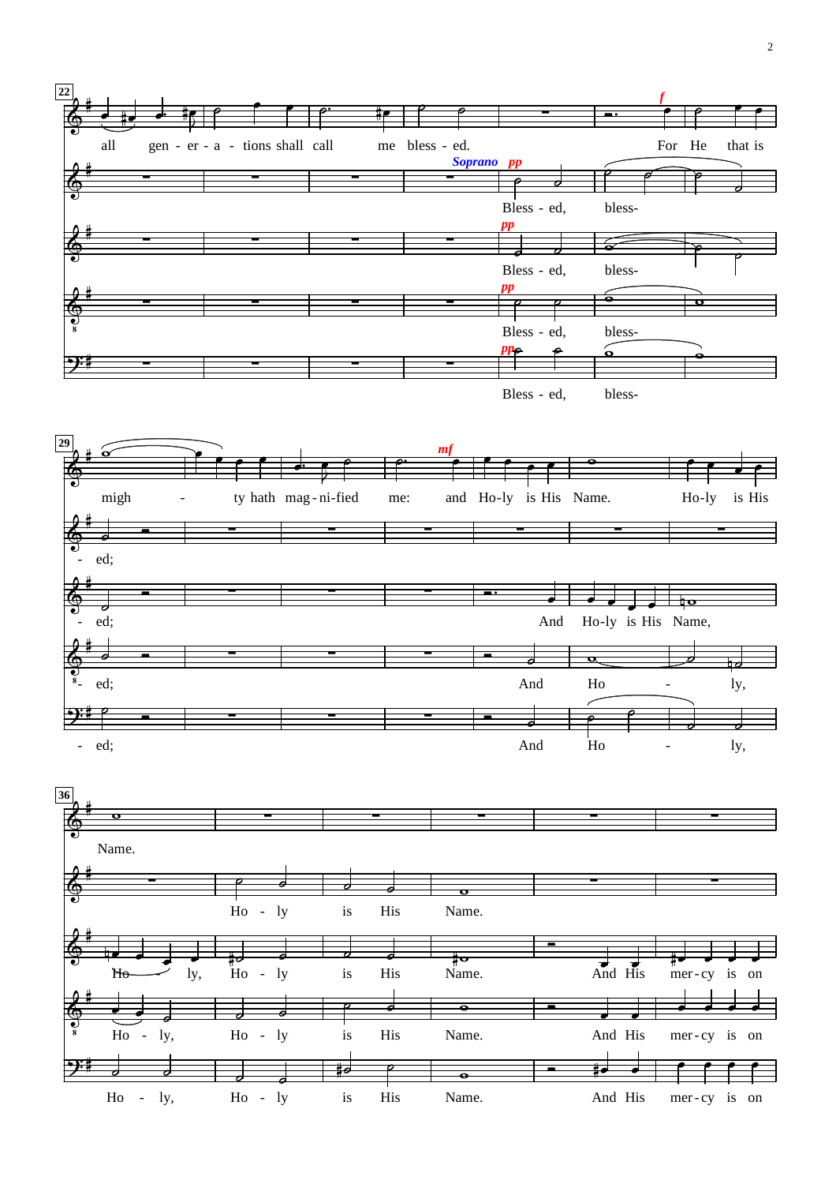22

all gen - er - a - tions shall call me bless - ed. For He that is

*Soprano* *pp*

Bless - ed, bless-

*pp*

Bless - ed, bless-

*pp*

Bless - ed, bless-

*pp*

Bless - ed, bless-

*f*

29

migh - ty hath mag - ni - fied me: and Ho - ly is His Name. Ho - ly is His

*mf*

- ed;

- ed; And Ho - ly is His Name,

- ed; And Ho - ly,

- ed; And Ho - ly,

36

Name.

Ho - ly is His Name.

Ho - ly, Ho - ly is His Name. And His mer - cy is on

Ho - ly, Ho - ly is His Name. And His mer - cy is on

Ho - ly, Ho - ly is His Name. And His mer - cy is on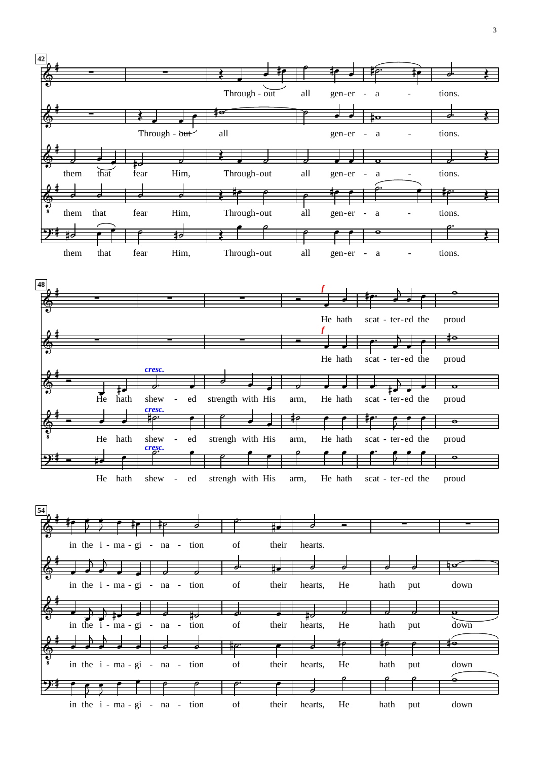**42**

Through - out all gen-er - a - tions.

Through - out all gen-er - a - tions.

them that fear Him, Through-out all gen-er - a - tions.

them that fear Him, Through-out all gen-er - a - tions.

them that fear Him, Through-out all gen-er - a - tions.

**48**

*f* He hath scat - ter-ed the proud

*f* He hath scat - ter-ed the proud

He hath *cresc.* shew - ed strength with His arm, He hath scat - ter-ed the proud

He hath *cresc.* shew - ed strengh with His arm, He hath scat - ter-ed the proud

He hath *cresc.* shew - ed strengh with His arm, He hath scat - ter-ed the proud

**54**

in the i - ma - gi - na - tion of their hearts.

in the i - ma - gi - na - tion of their hearts, He hath put down

in the i - ma - gi - na - tion of their hearts, He hath put down

in the i - ma - gi - na - tion of their hearts, He hath put down

in the i - ma - gi - na - tion of their hearts, He hath put down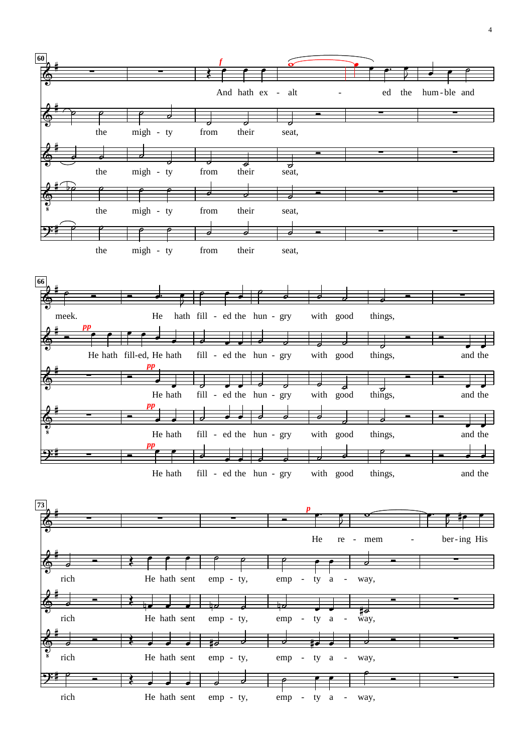**60**

And hath ex - alt - ed the hum - ble and

the migh - ty from their seat,

the migh - ty from their seat,

the migh - ty from their seat,

the migh - ty from their seat,

**66**

meek. He hath fill - ed the hun - gry with good things,

*pp* He hath fill-ed, He hath fill - ed the hun - gry with good things, and the

*pp* He hath fill - ed the hun - gry with good things, and the

*pp* He hath fill - ed the hun - gry with good things, and the

*pp* He hath fill - ed the hun - gry with good things, and the

**73**

*p* He re - mem - ber - ing His

rich He hath sent emp - ty, emp - ty a - way,

rich He hath sent emp - ty, emp - ty a - way,

rich He hath sent emp - ty, emp - ty a - way,

rich He hath sent emp - ty, emp - ty a - way,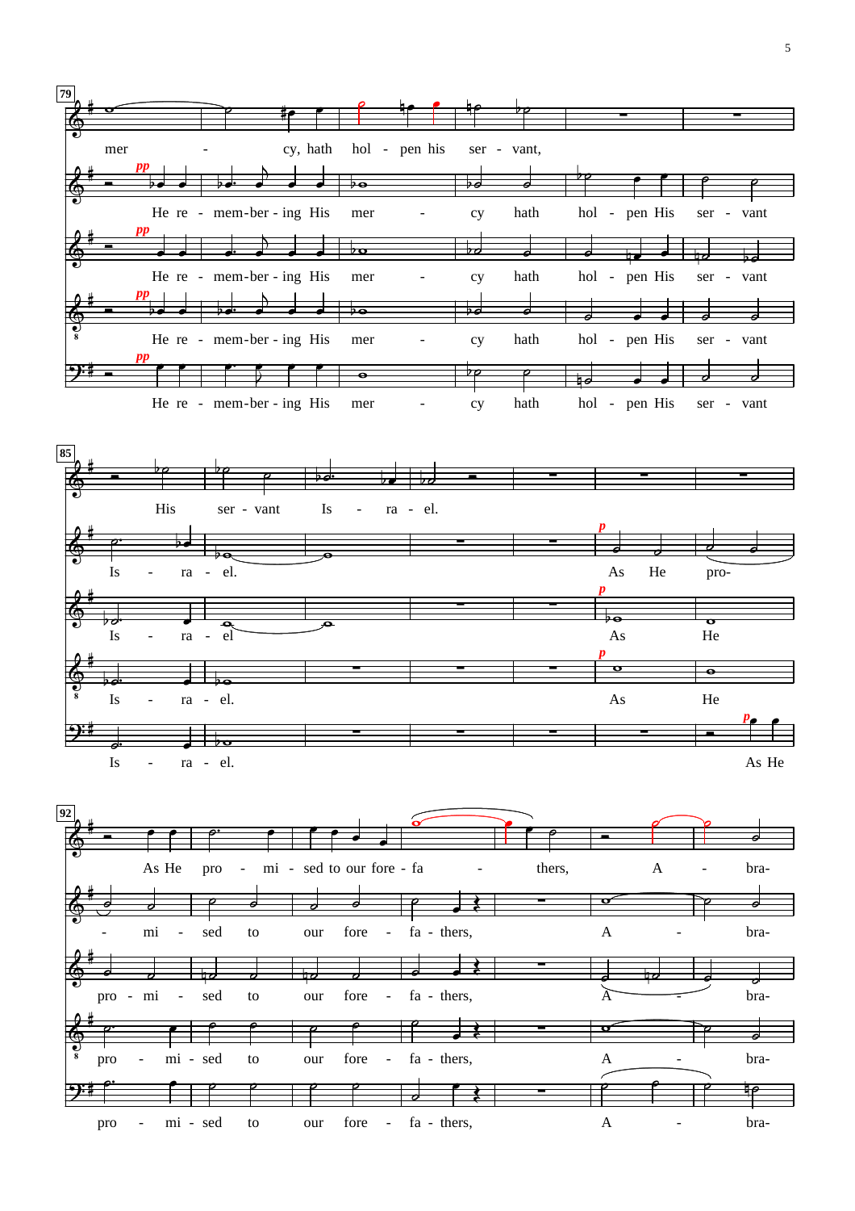79

mer - cy, hath hol - pen his ser - vant,

*pp* He re - mem-ber - ing His mer - cy hath hol - pen His ser - vant

*pp* He re - mem-ber - ing His mer - cy hath hol - pen His ser - vant

*pp* He re - mem-ber - ing His mer - cy hath hol - pen His ser - vant

*pp* He re - mem-ber - ing His mer - cy hath hol - pen His ser - vant

85

His ser - vant Is - ra - el.

Is - ra - el. *p* As He pro-

Is - ra - el *p* As He

Is - ra - el. *p* As He

Is - ra - el. *p* As He

92

As He pro - mi - sed to our fore - fa - thers, A - bra-

- mi - sed to our fore - fa - thers, A - bra-

pro - mi - sed to our fore - fa - thers, A - bra-

pro - mi - sed to our fore - fa - thers, A - bra-

pro - mi - sed to our fore - fa - thers, A - bra-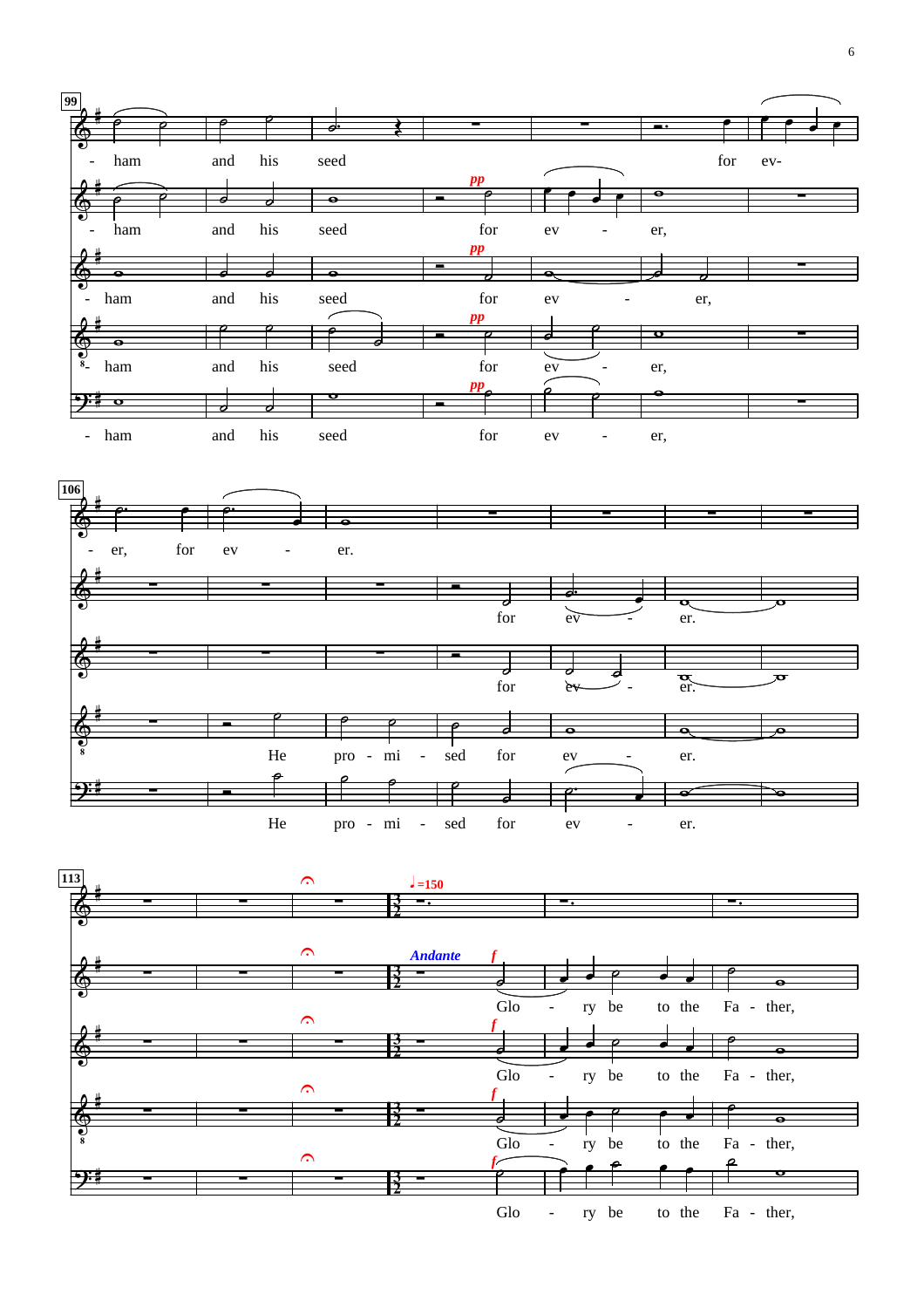99

- ham and his seed for ev- er, for ev - er.

- ham and his seed *pp* for ev - er, for ev - er.

- ham and his seed *pp* for ev - er, for ev - er.

- ham and his seed *pp* for ev - er, He pro - mi - sed for ev - er.

- ham and his seed *pp* for ev - er, He pro - mi - sed for ev - er.

106

113

♩=150

*Andante*

*f* Glo - ry be to the Fa - ther,

*f* Glo - ry be to the Fa - ther,

*f* Glo - ry be to the Fa - ther,

*f* Glo - ry be to the Fa - ther,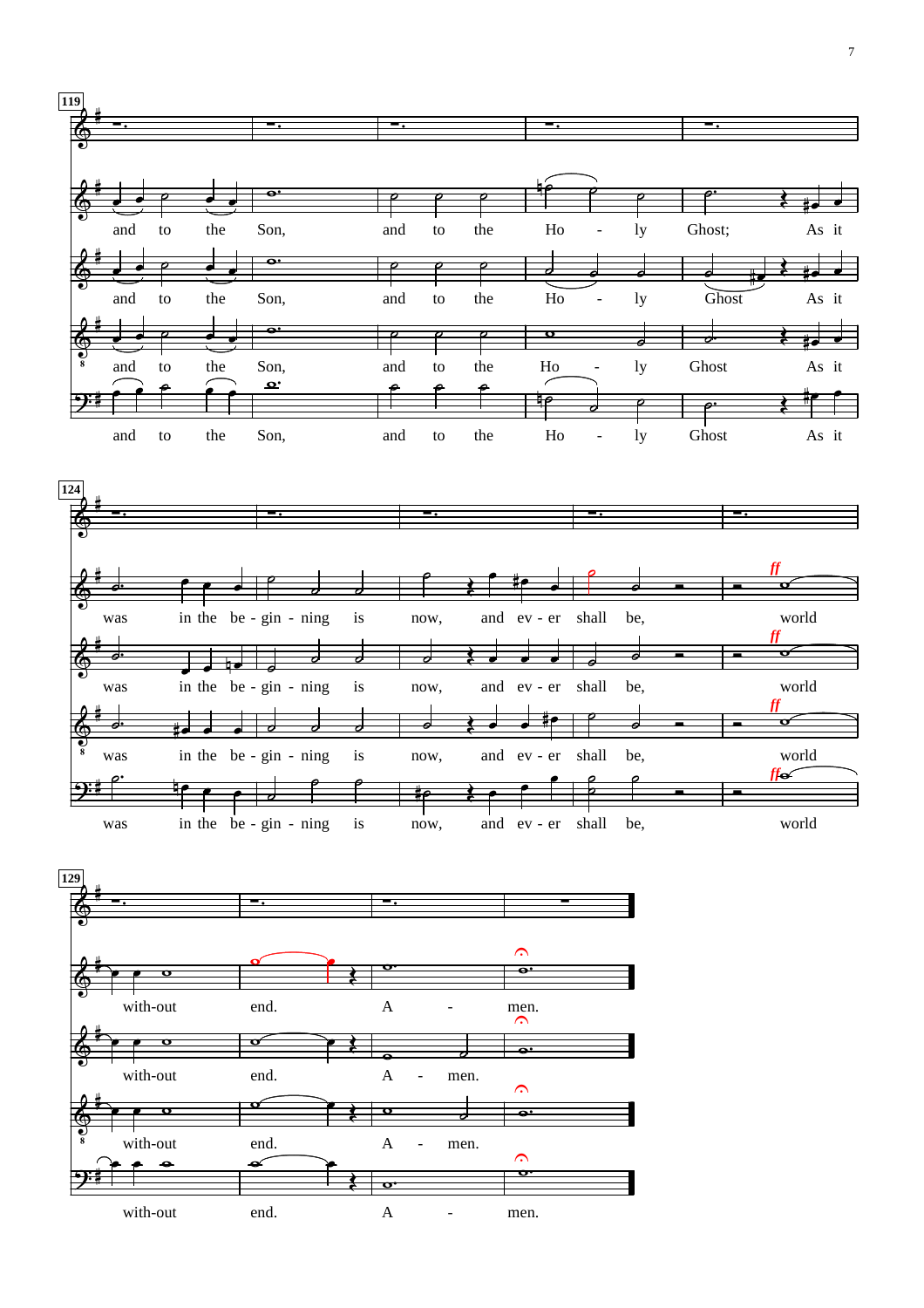119

and to the Son, and to the Ho - ly Ghost; As it

124

was in the be - gin - ning is now, and ev - er shall be, world

129

with-out end. A - men.